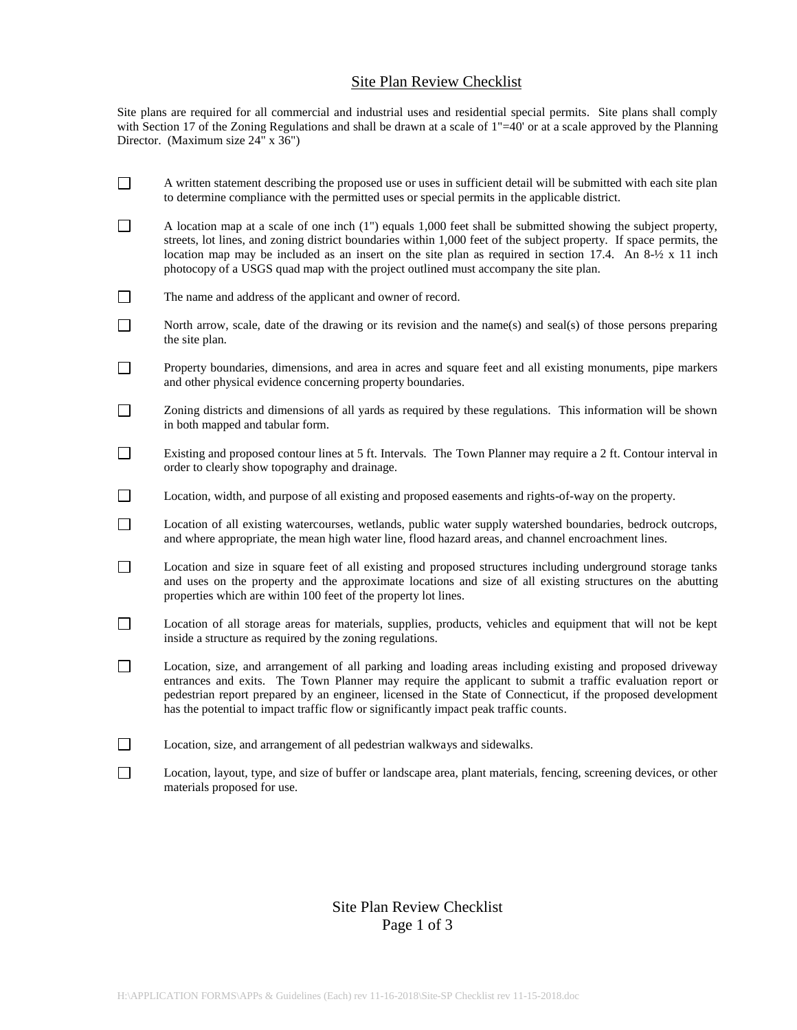# Site Plan Review Checklist

Site plans are required for all commercial and industrial uses and residential special permits. Site plans shall comply with Section 17 of the Zoning Regulations and shall be drawn at a scale of 1"=40' or at a scale approved by the Planning Director. (Maximum size 24" x 36")

- ☐ A written statement describing the proposed use or uses in sufficient detail will be submitted with each site plan to determine compliance with the permitted uses or special permits in the applicable district.
- ☐ A location map at a scale of one inch (1") equals 1,000 feet shall be submitted showing the subject property, streets, lot lines, and zoning district boundaries within 1,000 feet of the subject property. If space permits, the location map may be included as an insert on the site plan as required in section 17.4. An 8-½ x 11 inch photocopy of a USGS quad map with the project outlined must accompany the site plan.
- ☐ The name and address of the applicant and owner of record.
- ☐ North arrow, scale, date of the drawing or its revision and the name(s) and seal(s) of those persons preparing the site plan.
- ☐ Property boundaries, dimensions, and area in acres and square feet and all existing monuments, pipe markers and other physical evidence concerning property boundaries.
- ☐ Zoning districts and dimensions of all yards as required by these regulations. This information will be shown in both mapped and tabular form.
- ☐ Existing and proposed contour lines at 5 ft. Intervals. The Town Planner may require a 2 ft. Contour interval in order to clearly show topography and drainage.
- ☐ Location, width, and purpose of all existing and proposed easements and rights-of-way on the property.
- ☐ Location of all existing watercourses, wetlands, public water supply watershed boundaries, bedrock outcrops, and where appropriate, the mean high water line, flood hazard areas, and channel encroachment lines.
- ☐ Location and size in square feet of all existing and proposed structures including underground storage tanks and uses on the property and the approximate locations and size of all existing structures on the abutting properties which are within 100 feet of the property lot lines.
- ☐ Location of all storage areas for materials, supplies, products, vehicles and equipment that will not be kept inside a structure as required by the zoning regulations.
- ☐ Location, size, and arrangement of all parking and loading areas including existing and proposed driveway entrances and exits. The Town Planner may require the applicant to submit a traffic evaluation report or pedestrian report prepared by an engineer, licensed in the State of Connecticut, if the proposed development has the potential to impact traffic flow or significantly impact peak traffic counts.
- ☐ Location, size, and arrangement of all pedestrian walkways and sidewalks.
- ☐ Location, layout, type, and size of buffer or landscape area, plant materials, fencing, screening devices, or other materials proposed for use.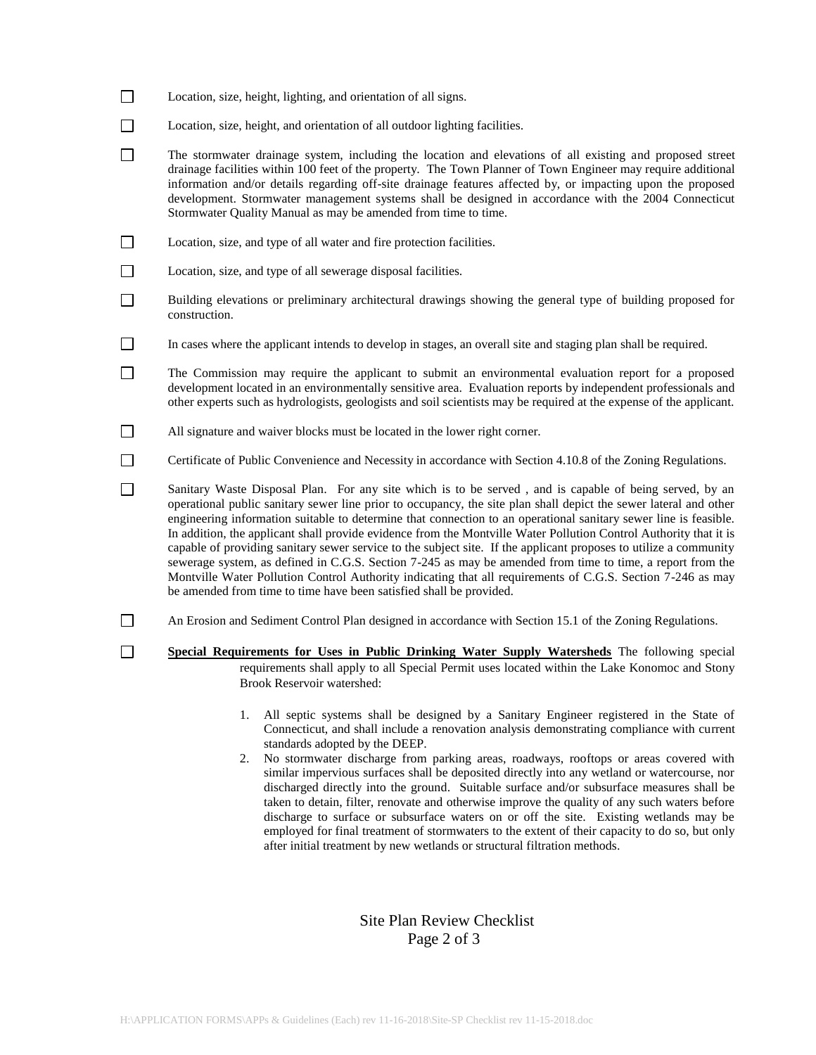- [ ] Location, size, height, lighting, and orientation of all signs.

- [ ] Location, size, height, and orientation of all outdoor lighting facilities.

- [ ] The stormwater drainage system, including the location and elevations of all existing and proposed street drainage facilities within 100 feet of the property. The Town Planner of Town Engineer may require additional information and/or details regarding off-site drainage features affected by, or impacting upon the proposed development. Stormwater management systems shall be designed in accordance with the 2004 Connecticut Stormwater Quality Manual as may be amended from time to time.

- [ ] Location, size, and type of all water and fire protection facilities.

- [ ] Location, size, and type of all sewerage disposal facilities.

- [ ] Building elevations or preliminary architectural drawings showing the general type of building proposed for construction.

- [ ] In cases where the applicant intends to develop in stages, an overall site and staging plan shall be required.

- [ ] The Commission may require the applicant to submit an environmental evaluation report for a proposed development located in an environmentally sensitive area. Evaluation reports by independent professionals and other experts such as hydrologists, geologists and soil scientists may be required at the expense of the applicant.

- [ ] All signature and waiver blocks must be located in the lower right corner.

- [ ] Certificate of Public Convenience and Necessity in accordance with Section 4.10.8 of the Zoning Regulations.

- [ ] Sanitary Waste Disposal Plan. For any site which is to be served , and is capable of being served, by an operational public sanitary sewer line prior to occupancy, the site plan shall depict the sewer lateral and other engineering information suitable to determine that connection to an operational sanitary sewer line is feasible. In addition, the applicant shall provide evidence from the Montville Water Pollution Control Authority that it is capable of providing sanitary sewer service to the subject site. If the applicant proposes to utilize a community sewerage system, as defined in C.G.S. Section 7-245 as may be amended from time to time, a report from the Montville Water Pollution Control Authority indicating that all requirements of C.G.S. Section 7-246 as may be amended from time to time have been satisfied shall be provided.

- [ ] An Erosion and Sediment Control Plan designed in accordance with Section 15.1 of the Zoning Regulations.

- [ ] **Special Requirements for Uses in Public Drinking Water Supply Watersheds** The following special requirements shall apply to all Special Permit uses located within the Lake Konomoc and Stony Brook Reservoir watershed:

    1. All septic systems shall be designed by a Sanitary Engineer registered in the State of Connecticut, and shall include a renovation analysis demonstrating compliance with current standards adopted by the DEEP.
    2. No stormwater discharge from parking areas, roadways, rooftops or areas covered with similar impervious surfaces shall be deposited directly into any wetland or watercourse, nor discharged directly into the ground. Suitable surface and/or subsurface measures shall be taken to detain, filter, renovate and otherwise improve the quality of any such waters before discharge to surface or subsurface waters on or off the site. Existing wetlands may be employed for final treatment of stormwaters to the extent of their capacity to do so, but only after initial treatment by new wetlands or structural filtration methods.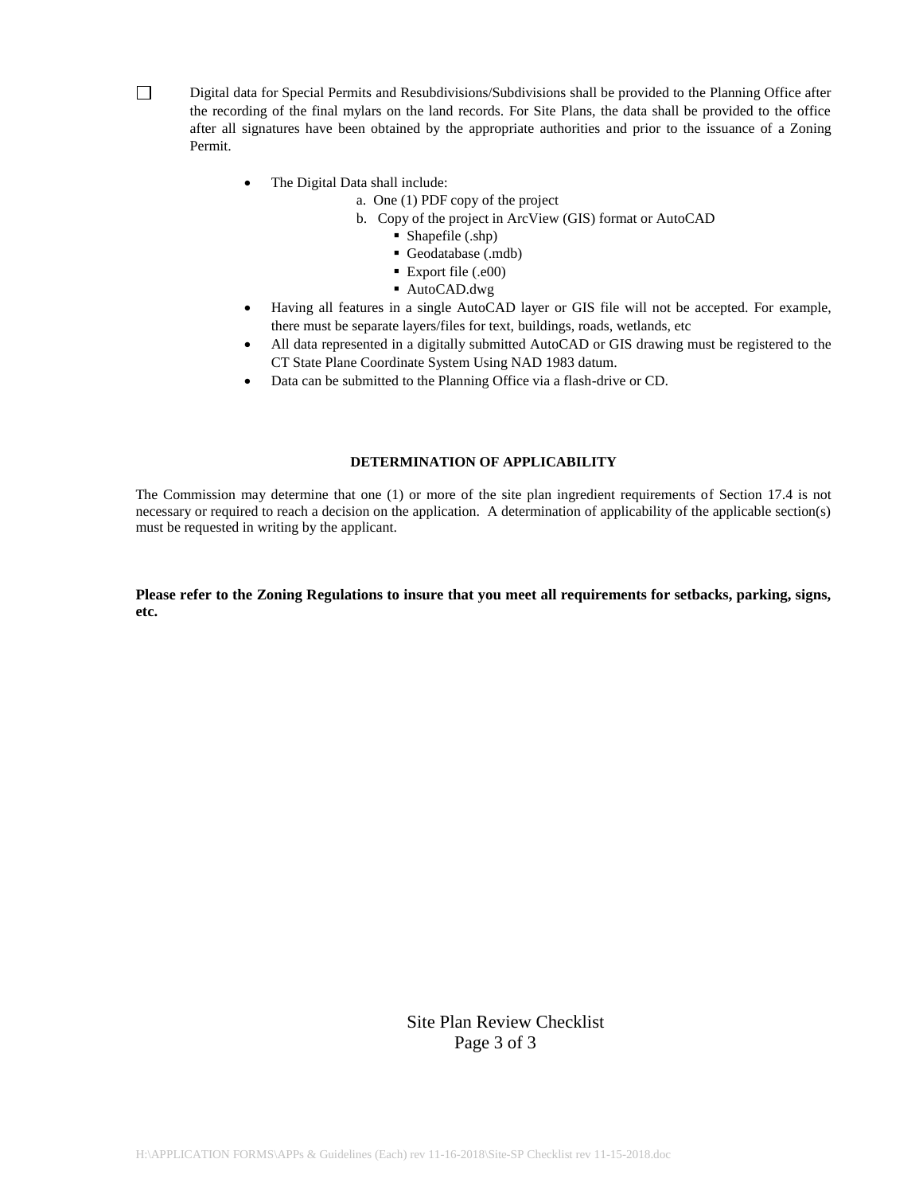- [ ] Digital data for Special Permits and Resubdivisions/Subdivisions shall be provided to the Planning Office after the recording of the final mylars on the land records. For Site Plans, the data shall be provided to the office after all signatures have been obtained by the appropriate authorities and prior to the issuance of a Zoning Permit.

  - The Digital Data shall include:
    a. One (1) PDF copy of the project
    b. Copy of the project in ArcView (GIS) format or AutoCAD
       - Shapefile (.shp)
       - Geodatabase (.mdb)
       - Export file (.e00)
       - AutoCAD.dwg
  - Having all features in a single AutoCAD layer or GIS file will not be accepted. For example, there must be separate layers/files for text, buildings, roads, wetlands, etc
  - All data represented in a digitally submitted AutoCAD or GIS drawing must be registered to the CT State Plane Coordinate System Using NAD 1983 datum.
  - Data can be submitted to the Planning Office via a flash-drive or CD.

**DETERMINATION OF APPLICABILITY**

The Commission may determine that one (1) or more of the site plan ingredient requirements of Section 17.4 is not necessary or required to reach a decision on the application. A determination of applicability of the applicable section(s) must be requested in writing by the applicant.

**Please refer to the Zoning Regulations to insure that you meet all requirements for setbacks, parking, signs, etc.**